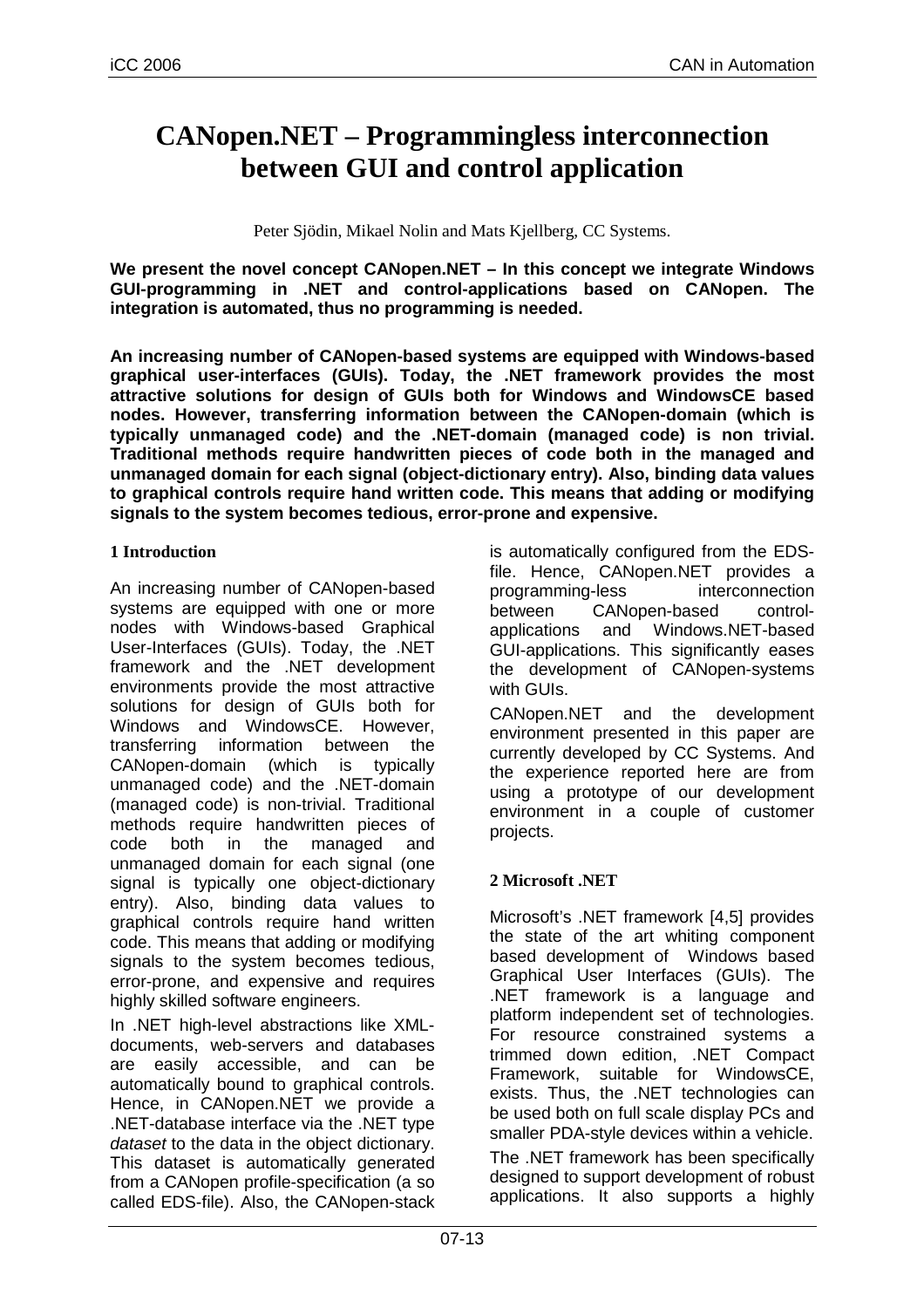# CANopen.NET – Programmingless interconnection between GUI and control application

Peter Sjödin, Mikael Nolin and Mats Kjellberg, CC Systems.

**We present the novel concept CANopen.NET – In this concept we integrate Windows GUI-programming in .NET and control-applications based on CANopen. The integration is automated, thus no programming is needed.**

**An increasing number of CANopen-based systems are equipped with Windows-based graphical user-interfaces (GUIs). Today, the .NET framework provides the most attractive solutions for design of GUIs both for Windows and WindowsCE based nodes. However, transferring information between the CANopen-domain (which is typically unmanaged code) and the .NET-domain (managed code) is non trivial. Traditional methods require handwritten pieces of code both in the managed and unmanaged domain for each signal (object-dictionary entry). Also, binding data values to graphical controls require hand written code. This means that adding or modifying signals to the system becomes tedious, error-prone and expensive.**

## 1 Introduction

An increasing number of CANopen-based systems are equipped with one or more nodes with Windows-based Graphical User-Interfaces (GUIs). Today, the .NET framework and the .NET development environments provide the most attractive solutions for design of GUIs both for Windows and WindowsCE. However, transferring information between the CANopen-domain (which is typically unmanaged code) and the .NET-domain (managed code) is non-trivial. Traditional methods require handwritten pieces of code both in the managed and unmanaged domain for each signal (one signal is typically one object-dictionary entry). Also, binding data values to graphical controls require hand written code. This means that adding or modifying signals to the system becomes tedious, error-prone, and expensive and requires highly skilled software engineers.

In .NET high-level abstractions like XML-documents, web-servers and databases are easily accessible, and can be automatically bound to graphical controls. Hence, in CANopen.NET we provide a .NET-database interface via the .NET type *dataset* to the data in the object dictionary. This dataset is automatically generated from a CANopen profile-specification (a so called EDS-file). Also, the CANopen-stack is automatically configured from the EDS-file. Hence, CANopen.NET provides a programming-less interconnection between CANopen-based control-applications and Windows.NET-based GUI-applications. This significantly eases the development of CANopen-systems with GUIs.

CANopen.NET and the development environment presented in this paper are currently developed by CC Systems. And the experience reported here are from using a prototype of our development environment in a couple of customer projects.

## 2 Microsoft .NET

Microsoft's .NET framework [4,5] provides the state of the art whiting component based development of Windows based Graphical User Interfaces (GUIs). The .NET framework is a language and platform independent set of technologies. For resource constrained systems a trimmed down edition, .NET Compact Framework, suitable for WindowsCE, exists. Thus, the .NET technologies can be used both on full scale display PCs and smaller PDA-style devices within a vehicle.

The .NET framework has been specifically designed to support development of robust applications. It also supports a highly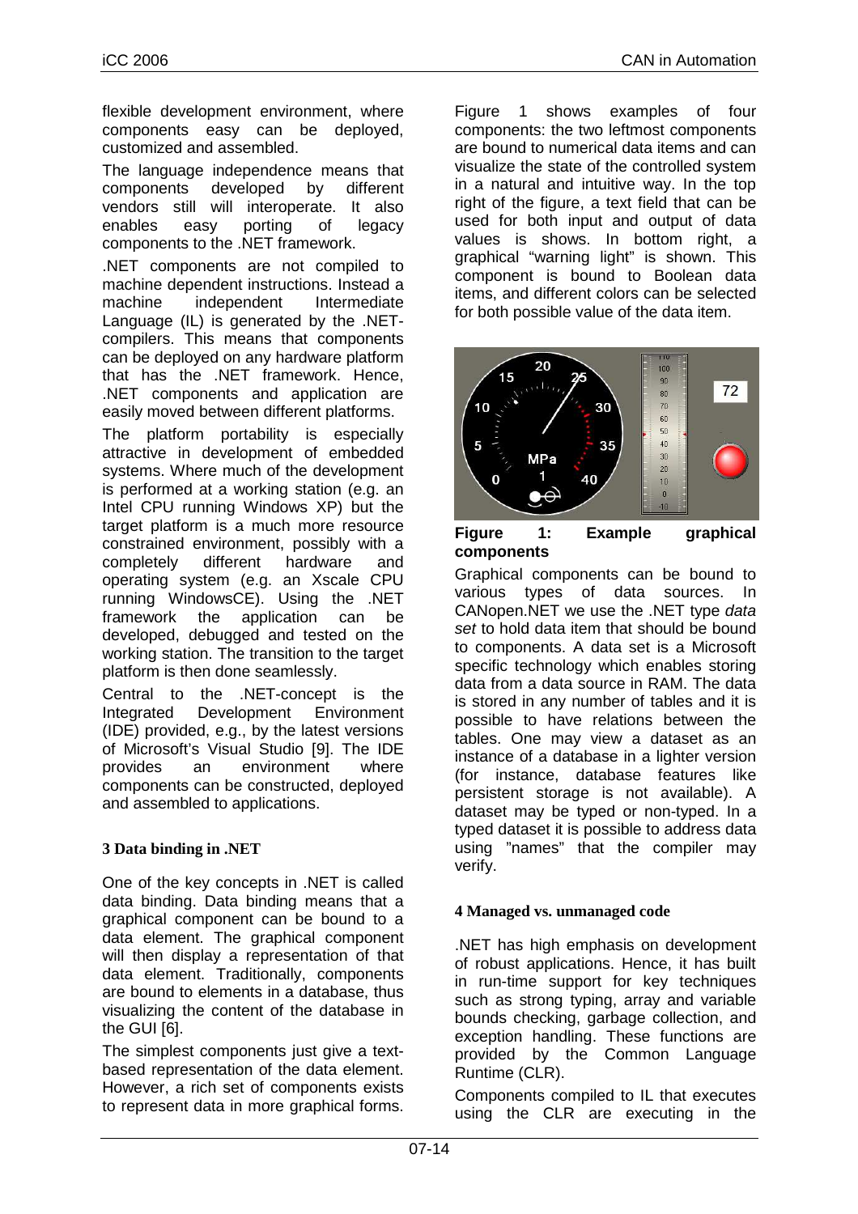flexible development environment, where components easy can be deployed, customized and assembled.

The language independence means that components developed by different vendors still will interoperate. It also enables easy porting of legacy components to the .NET framework.

.NET components are not compiled to machine dependent instructions. Instead a machine independent Intermediate Language (IL) is generated by the .NET-compilers. This means that components can be deployed on any hardware platform that has the .NET framework. Hence, .NET components and application are easily moved between different platforms.

The platform portability is especially attractive in development of embedded systems. Where much of the development is performed at a working station (e.g. an Intel CPU running Windows XP) but the target platform is a much more resource constrained environment, possibly with a completely different hardware and operating system (e.g. an Xscale CPU running WindowsCE). Using the .NET framework the application can be developed, debugged and tested on the working station. The transition to the target platform is then done seamlessly.

Central to the .NET-concept is the Integrated Development Environment (IDE) provided, e.g., by the latest versions of Microsoft's Visual Studio [9]. The IDE provides an environment where components can be constructed, deployed and assembled to applications.

## 3 Data binding in .NET

One of the key concepts in .NET is called data binding. Data binding means that a graphical component can be bound to a data element. The graphical component will then display a representation of that data element. Traditionally, components are bound to elements in a database, thus visualizing the content of the database in the GUI [6].

The simplest components just give a text-based representation of the data element. However, a rich set of components exists to represent data in more graphical forms.

Figure 1 shows examples of four components: the two leftmost components are bound to numerical data items and can visualize the state of the controlled system in a natural and intuitive way. In the top right of the figure, a text field that can be used for both input and output of data values is shows. In bottom right, a graphical "warning light" is shown. This component is bound to Boolean data items, and different colors can be selected for both possible value of the data item.

**Figure 1: Example graphical components**

Graphical components can be bound to various types of data sources. In CANopen.NET we use the .NET type *data set* to hold data item that should be bound to components. A data set is a Microsoft specific technology which enables storing data from a data source in RAM. The data is stored in any number of tables and it is possible to have relations between the tables. One may view a dataset as an instance of a database in a lighter version (for instance, database features like persistent storage is not available). A dataset may be typed or non-typed. In a typed dataset it is possible to address data using "names" that the compiler may verify.

## 4 Managed vs. unmanaged code

.NET has high emphasis on development of robust applications. Hence, it has built in run-time support for key techniques such as strong typing, array and variable bounds checking, garbage collection, and exception handling. These functions are provided by the Common Language Runtime (CLR).

Components compiled to IL that executes using the CLR are executing in the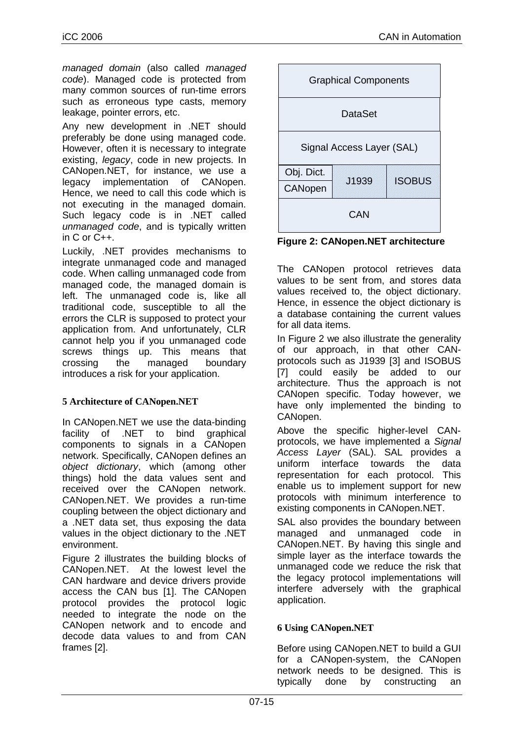*managed domain* (also called *managed code*). Managed code is protected from many common sources of run-time errors such as erroneous type casts, memory leakage, pointer errors, etc.

Any new development in .NET should preferably be done using managed code. However, often it is necessary to integrate existing, *legacy*, code in new projects. In CANopen.NET, for instance, we use a legacy implementation of CANopen. Hence, we need to call this code which is not executing in the managed domain. Such legacy code is in .NET called *unmanaged code*, and is typically written in C or C++.

Luckily, .NET provides mechanisms to integrate unmanaged code and managed code. When calling unmanaged code from managed code, the managed domain is left. The unmanaged code is, like all traditional code, susceptible to all the errors the CLR is supposed to protect your application from. And unfortunately, CLR cannot help you if you unmanaged code screws things up. This means that crossing the managed boundary introduces a risk for your application.

## 5 Architecture of CANopen.NET

In CANopen.NET we use the data-binding facility of .NET to bind graphical components to signals in a CANopen network. Specifically, CANopen defines an *object dictionary*, which (among other things) hold the data values sent and received over the CANopen network. CANopen.NET. We provides a run-time coupling between the object dictionary and a .NET data set, thus exposing the data values in the object dictionary to the .NET environment.

Figure 2 illustrates the building blocks of CANopen.NET. At the lowest level the CAN hardware and device drivers provide access the CAN bus [1]. The CANopen protocol provides the protocol logic needed to integrate the node on the CANopen network and to encode and decode data values to and from CAN frames [2].

Graphical Components

DataSet

Signal Access Layer (SAL)

Obj. Dict.

CANopen

J1939

ISOBUS

CAN

**Figure 2: CANopen.NET architecture**

The CANopen protocol retrieves data values to be sent from, and stores data values received to, the object dictionary. Hence, in essence the object dictionary is a database containing the current values for all data items.

In Figure 2 we also illustrate the generality of our approach, in that other CAN-protocols such as J1939 [3] and ISOBUS [7] could easily be added to our architecture. Thus the approach is not CANopen specific. Today however, we have only implemented the binding to CANopen.

Above the specific higher-level CAN-protocols, we have implemented a *Signal Access Layer* (SAL). SAL provides a uniform interface towards the data representation for each protocol. This enable us to implement support for new protocols with minimum interference to existing components in CANopen.NET.

SAL also provides the boundary between managed and unmanaged code in CANopen.NET. By having this single and simple layer as the interface towards the unmanaged code we reduce the risk that the legacy protocol implementations will interfere adversely with the graphical application.

## 6 Using CANopen.NET

Before using CANopen.NET to build a GUI for a CANopen-system, the CANopen network needs to be designed. This is typically done by constructing an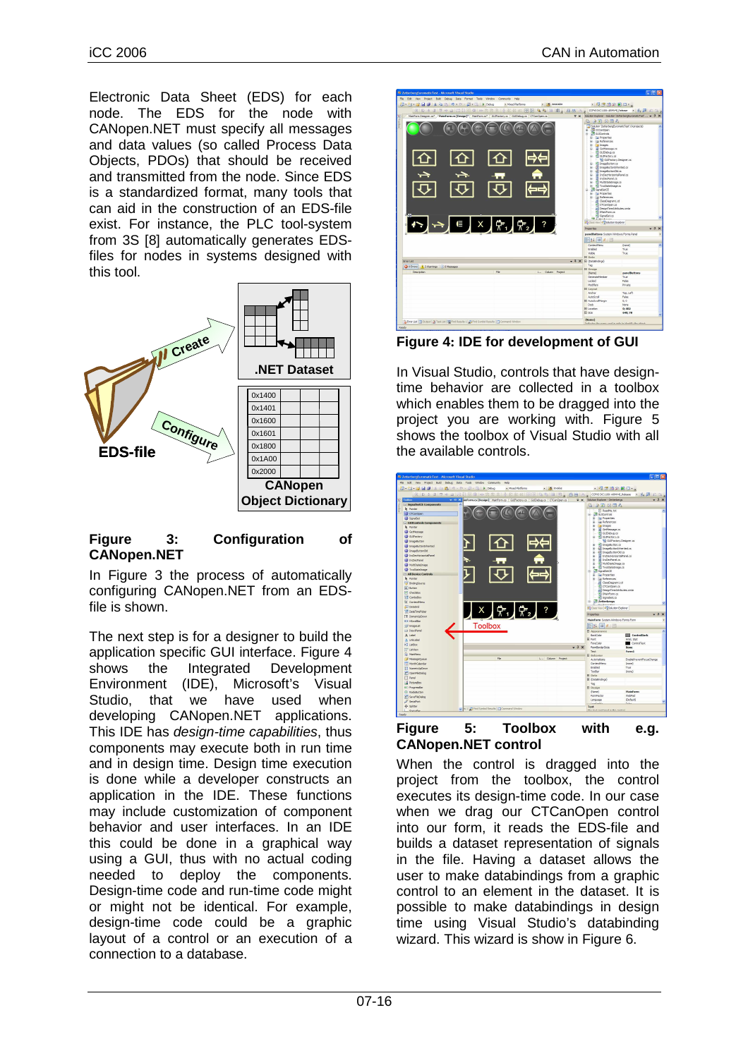Electronic Data Sheet (EDS) for each node. The EDS for the node with CANopen.NET must specify all messages and data values (so called Process Data Objects, PDOs) that should be received and transmitted from the node. Since EDS is a standardized format, many tools that can aid in the construction of an EDS-file exist. For instance, the PLC tool-system from 3S [8] automatically generates EDS-files for nodes in systems designed with this tool.

Create

.NET Dataset

EDS-file

Configure

0x1400
0x1401
0x1600
0x1601
0x1800
0x1A00
0x2000

CANopen Object Dictionary

**Figure 3: Configuration of CANopen.NET**

In Figure 3 the process of automatically configuring CANopen.NET from an EDS-file is shown.

The next step is for a designer to build the application specific GUI interface. Figure 4 shows the Integrated Development Environment (IDE), Microsoft's Visual Studio, that we have used when developing CANopen.NET applications. This IDE has *design-time capabilities*, thus components may execute both in run time and in design time. Design time execution is done while a developer constructs an application in the IDE. These functions may include customization of component behavior and user interfaces. In an IDE this could be done in a graphical way using a GUI, thus with no actual coding needed to deploy the components. Design-time code and run-time code might or might not be identical. For example, design-time code could be a graphic layout of a control or an execution of a connection to a database.

**Figure 4: IDE for development of GUI**

In Visual Studio, controls that have design-time behavior are collected in a toolbox which enables them to be dragged into the project you are working with. Figure 5 shows the toolbox of Visual Studio with all the available controls.

Toolbox

**Figure 5: Toolbox with e.g. CANopen.NET control**

When the control is dragged into the project from the toolbox, the control executes its design-time code. In our case when we drag our CTCanOpen control into our form, it reads the EDS-file and builds a dataset representation of signals in the file. Having a dataset allows the user to make databindings from a graphic control to an element in the dataset. It is possible to make databindings in design time using Visual Studio's databinding wizard. This wizard is show in Figure 6.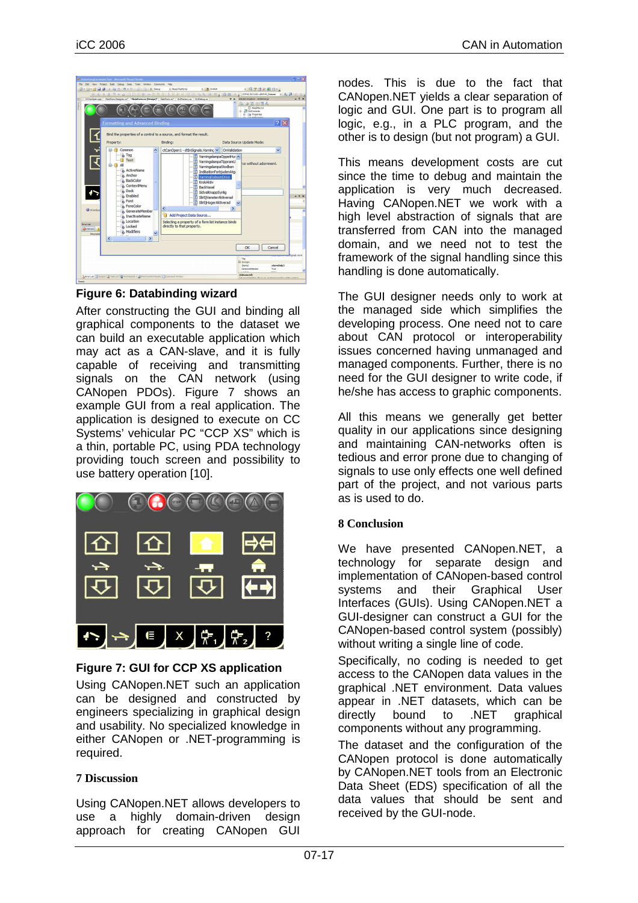**Figure 6: Databinding wizard**

After constructing the GUI and binding all graphical components to the dataset we can build an executable application which may act as a CAN-slave, and it is fully capable of receiving and transmitting signals on the CAN network (using CANopen PDOs). Figure 7 shows an example GUI from a real application. The application is designed to execute on CC Systems' vehicular PC "CCP XS" which is a thin, portable PC, using PDA technology providing touch screen and possibility to use battery operation [10].

**Figure 7: GUI for CCP XS application**

Using CANopen.NET such an application can be designed and constructed by engineers specializing in graphical design and usability. No specialized knowledge in either CANopen or .NET-programming is required.

## 7 Discussion

Using CANopen.NET allows developers to use a highly domain-driven design approach for creating CANopen GUI nodes. This is due to the fact that CANopen.NET yields a clear separation of logic and GUI. One part is to program all logic, e.g., in a PLC program, and the other is to design (but not program) a GUI.

This means development costs are cut since the time to debug and maintain the application is very much decreased. Having CANopen.NET we work with a high level abstraction of signals that are transferred from CAN into the managed domain, and we need not to test the framework of the signal handling since this handling is done automatically.

The GUI designer needs only to work at the managed side which simplifies the developing process. One need not to care about CAN protocol or interoperability issues concerned having unmanaged and managed components. Further, there is no need for the GUI designer to write code, if he/she has access to graphic components.

All this means we generally get better quality in our applications since designing and maintaining CAN-networks often is tedious and error prone due to changing of signals to use only effects one well defined part of the project, and not various parts as is used to do.

## 8 Conclusion

We have presented CANopen.NET, a technology for separate design and implementation of CANopen-based control systems and their Graphical User Interfaces (GUIs). Using CANopen.NET a GUI-designer can construct a GUI for the CANopen-based control system (possibly) without writing a single line of code.

Specifically, no coding is needed to get access to the CANopen data values in the graphical .NET environment. Data values appear in .NET datasets, which can be directly bound to .NET graphical components without any programming.

The dataset and the configuration of the CANopen protocol is done automatically by CANopen.NET tools from an Electronic Data Sheet (EDS) specification of all the data values that should be sent and received by the GUI-node.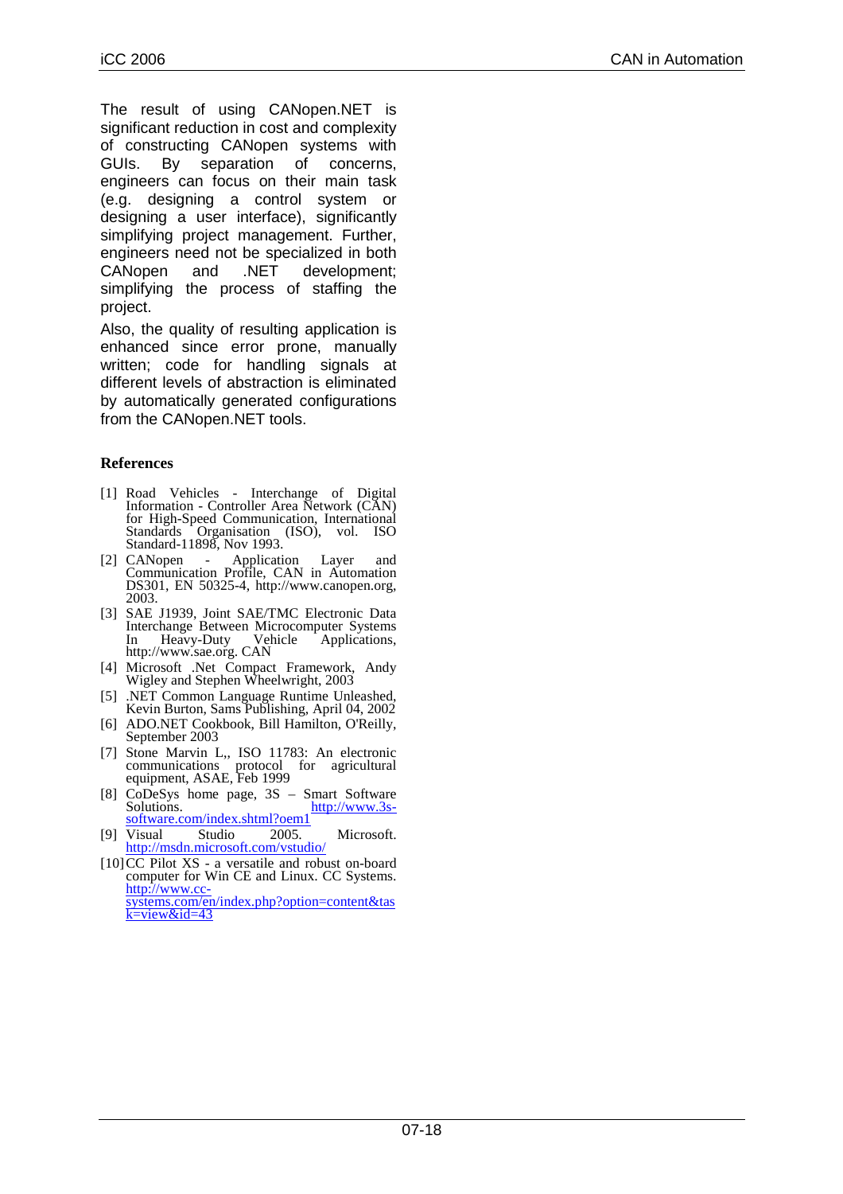The result of using CANopen.NET is significant reduction in cost and complexity of constructing CANopen systems with GUIs. By separation of concerns, engineers can focus on their main task (e.g. designing a control system or designing a user interface), significantly simplifying project management. Further, engineers need not be specialized in both CANopen and .NET development; simplifying the process of staffing the project.

Also, the quality of resulting application is enhanced since error prone, manually written; code for handling signals at different levels of abstraction is eliminated by automatically generated configurations from the CANopen.NET tools.

## References

[1] Road Vehicles - Interchange of Digital Information - Controller Area Network (CAN) for High-Speed Communication, International Standards Organisation (ISO), vol. ISO Standard-11898, Nov 1993.

[2] CANopen - Application Layer and Communication Profile, CAN in Automation DS301, EN 50325-4, http://www.canopen.org, 2003.

[3] SAE J1939, Joint SAE/TMC Electronic Data Interchange Between Microcomputer Systems In Heavy-Duty Vehicle Applications, http://www.sae.org. CAN

[4] Microsoft .Net Compact Framework, Andy Wigley and Stephen Wheelwright, 2003

[5] .NET Common Language Runtime Unleashed, Kevin Burton, Sams Publishing, April 04, 2002

[6] ADO.NET Cookbook, Bill Hamilton, O'Reilly, September 2003

[7] Stone Marvin L,, ISO 11783: An electronic communications protocol for agricultural equipment, ASAE, Feb 1999

[8] CoDeSys home page, 3S – Smart Software Solutions. http://www.3s-software.com/index.shtml?oem1

[9] Visual Studio 2005. Microsoft. http://msdn.microsoft.com/vstudio/

[10] CC Pilot XS - a versatile and robust on-board computer for Win CE and Linux. CC Systems. http://www.cc-systems.com/en/index.php?option=content&task=view&id=43